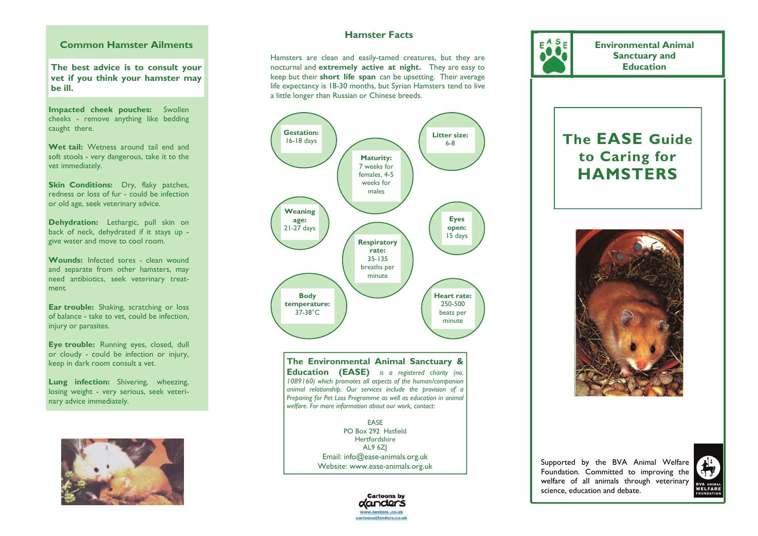## Common Hamster Ailments

**The best advice is to consult your vet if you think your hamster may be ill.**

**Impacted cheek pouches:** Swollen cheeks - remove anything like bedding caught there.

**Wet tail:** Wetness around tail end and soft stools - very dangerous, take it to the vet immediately.

**Skin Conditions:** Dry, flaky patches, redness or loss of fur - could be infection or old age, seek veterinary advice.

**Dehydration:** Lethargic, pull skin on back of neck, dehydrated if it stays up - give water and move to cool room.

**Wounds:** Infected sores - clean wound and separate from other hamsters, may need antibiotics, seek veterinary treatment.

**Ear trouble:** Shaking, scratching or loss of balance - take to vet, could be infection, injury or parasites.

**Eye trouble:** Running eyes, closed, dull or cloudy - could be infection or injury, keep in dark room consult a vet.

**Lung infection:** Shivering, wheezing, losing weight - very serious, seek veterinary advice immediately.

## Hamster Facts

Hamsters are clean and easily-tamed creatures, but they are nocturnal and **extremely active at night.** They are easy to keep but their **short life span** can be upsetting. Their average life expectancy is 18-30 months, but Syrian Hamsters tend to live a little longer than Russian or Chinese breeds.

**Gestation:** 16-18 days

**Litter size:** 6-8

**Maturity:** 7 weeks for females, 4-5 weeks for males

**Weaning age:** 21-27 days

**Eyes open:** 15 days

**Respiratory rate:** 35-135 breaths per minute

**Body temperature:** 37-38°C

**Heart rate:** 250-500 beats per minute

**The Environmental Animal Sanctuary & Education (EASE)** *is a registered charity (no. 1089160) which promotes all aspects of the human/companion animal relationship. Our services include the provision of a Preparing for Pet Loss Programme as well as education in animal welfare. For more information about our work, contact:*

EASE
PO Box 292 Hatfield
Hertfordshire
AL9 6ZJ
Email: info@ease-animals.org.uk
Website: www.ease-animals.org.uk

Cartoons by Landers
www.landers.co.uk
cartoons@landers.co.uk

**Environmental Animal Sanctuary and Education**

# The EASE Guide to Caring for HAMSTERS

Supported by the BVA Animal Welfare Foundation. Committed to improving the welfare of all animals through veterinary science, education and debate.

BVA ANIMAL WELFARE FOUNDATION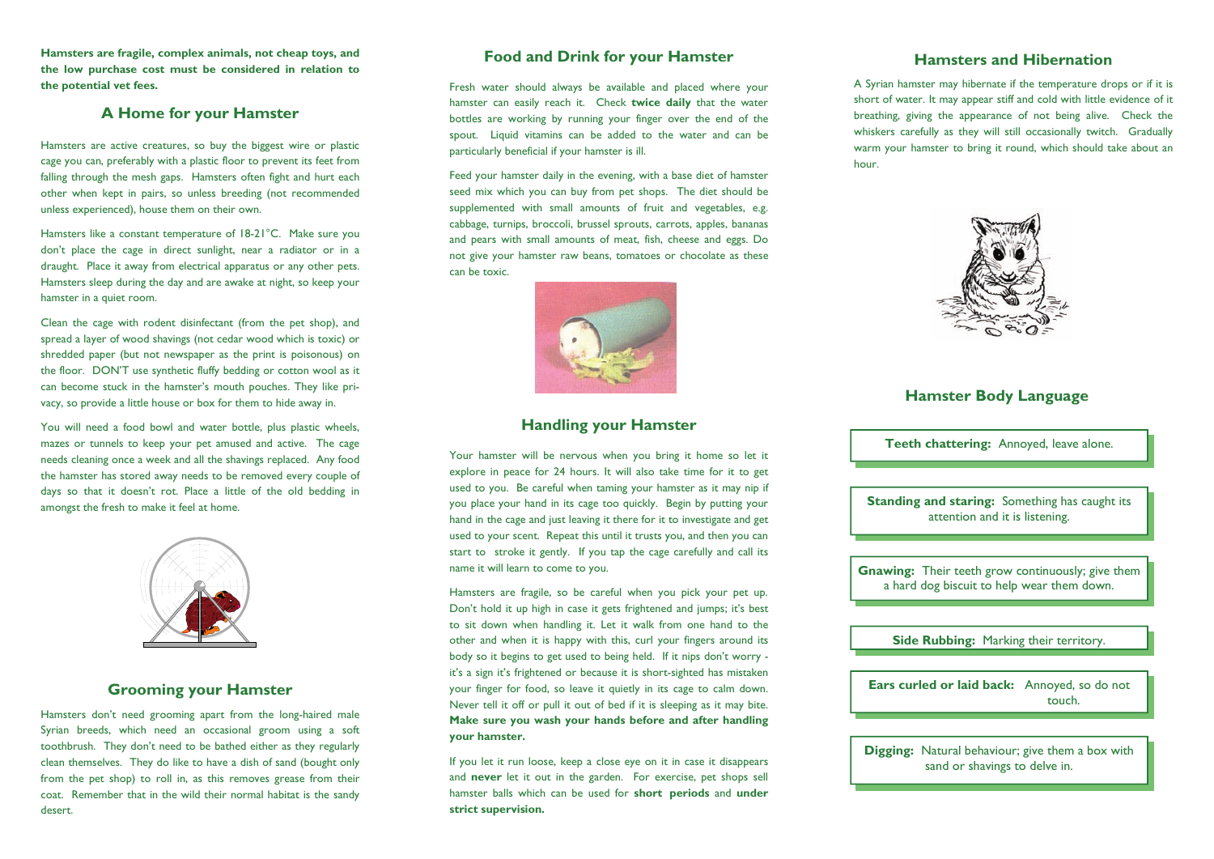**Hamsters are fragile, complex animals, not cheap toys, and the low purchase cost must be considered in relation to the potential vet fees.**

## A Home for your Hamster

Hamsters are active creatures, so buy the biggest wire or plastic cage you can, preferably with a plastic floor to prevent its feet from falling through the mesh gaps. Hamsters often fight and hurt each other when kept in pairs, so unless breeding (not recommended unless experienced), house them on their own.

Hamsters like a constant temperature of 18-21°C. Make sure you don't place the cage in direct sunlight, near a radiator or in a draught. Place it away from electrical apparatus or any other pets. Hamsters sleep during the day and are awake at night, so keep your hamster in a quiet room.

Clean the cage with rodent disinfectant (from the pet shop), and spread a layer of wood shavings (not cedar wood which is toxic) or shredded paper (but not newspaper as the print is poisonous) on the floor. DON'T use synthetic fluffy bedding or cotton wool as it can become stuck in the hamster's mouth pouches. They like privacy, so provide a little house or box for them to hide away in.

You will need a food bowl and water bottle, plus plastic wheels, mazes or tunnels to keep your pet amused and active. The cage needs cleaning once a week and all the shavings replaced. Any food the hamster has stored away needs to be removed every couple of days so that it doesn't rot. Place a little of the old bedding in amongst the fresh to make it feel at home.

## Grooming your Hamster

Hamsters don't need grooming apart from the long-haired male Syrian breeds, which need an occasional groom using a soft toothbrush. They don't need to be bathed either as they regularly clean themselves. They do like to have a dish of sand (bought only from the pet shop) to roll in, as this removes grease from their coat. Remember that in the wild their normal habitat is the sandy desert.

## Food and Drink for your Hamster

Fresh water should always be available and placed where your hamster can easily reach it. Check **twice daily** that the water bottles are working by running your finger over the end of the spout. Liquid vitamins can be added to the water and can be particularly beneficial if your hamster is ill.

Feed your hamster daily in the evening, with a base diet of hamster seed mix which you can buy from pet shops. The diet should be supplemented with small amounts of fruit and vegetables, e.g. cabbage, turnips, broccoli, brussel sprouts, carrots, apples, bananas and pears with small amounts of meat, fish, cheese and eggs. Do not give your hamster raw beans, tomatoes or chocolate as these can be toxic.

## Handling your Hamster

Your hamster will be nervous when you bring it home so let it explore in peace for 24 hours. It will also take time for it to get used to you. Be careful when taming your hamster as it may nip if you place your hand in its cage too quickly. Begin by putting your hand in the cage and just leaving it there for it to investigate and get used to your scent. Repeat this until it trusts you, and then you can start to stroke it gently. If you tap the cage carefully and call its name it will learn to come to you.

Hamsters are fragile, so be careful when you pick your pet up. Don't hold it up high in case it gets frightened and jumps; it's best to sit down when handling it. Let it walk from one hand to the other and when it is happy with this, curl your fingers around its body so it begins to get used to being held. If it nips don't worry - it's a sign it's frightened or because it is short-sighted has mistaken your finger for food, so leave it quietly in its cage to calm down. Never tell it off or pull it out of bed if it is sleeping as it may bite. **Make sure you wash your hands before and after handling your hamster.**

If you let it run loose, keep a close eye on it in case it disappears and **never** let it out in the garden. For exercise, pet shops sell hamster balls which can be used for **short periods** and **under strict supervision.**

## Hamsters and Hibernation

A Syrian hamster may hibernate if the temperature drops or if it is short of water. It may appear stiff and cold with little evidence of it breathing, giving the appearance of not being alive. Check the whiskers carefully as they will still occasionally twitch. Gradually warm your hamster to bring it round, which should take about an hour.

## Hamster Body Language

**Teeth chattering:** Annoyed, leave alone.

**Standing and staring:** Something has caught its attention and it is listening.

**Gnawing:** Their teeth grow continuously; give them a hard dog biscuit to help wear them down.

**Side Rubbing:** Marking their territory.

**Ears curled or laid back:** Annoyed, so do not touch.

**Digging:** Natural behaviour; give them a box with sand or shavings to delve in.